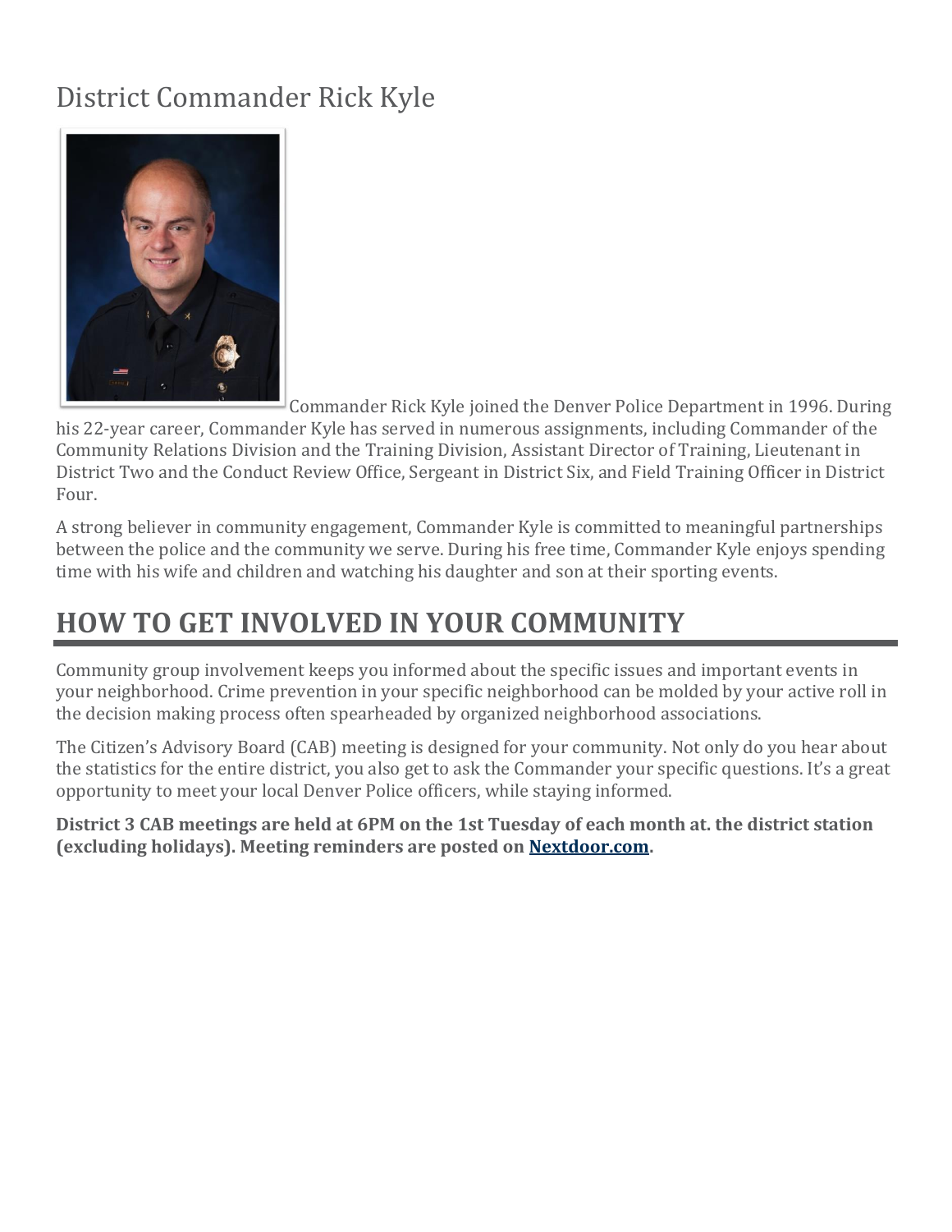# District Commander Rick Kyle

Commander Rick Kyle joined the Denver Police Department in 1996. During his 22-year career, Commander Kyle has served in numerous assignments, including Commander of the Community Relations Division and the Training Division, Assistant Director of Training, Lieutenant in District Two and the Conduct Review Office, Sergeant in District Six, and Field Training Officer in District Four.

A strong believer in community engagement, Commander Kyle is committed to meaningful partnerships between the police and the community we serve. During his free time, Commander Kyle enjoys spending time with his wife and children and watching his daughter and son at their sporting events.

## HOW TO GET INVOLVED IN YOUR COMMUNITY

Community group involvement keeps you informed about the specific issues and important events in your neighborhood. Crime prevention in your specific neighborhood can be molded by your active roll in the decision making process often spearheaded by organized neighborhood associations.

The Citizen's Advisory Board (CAB) meeting is designed for your community. Not only do you hear about the statistics for the entire district, you also get to ask the Commander your specific questions. It's a great opportunity to meet your local Denver Police officers, while staying informed.

**District 3 CAB meetings are held at 6PM on the 1st Tuesday of each month at. the district station (excluding holidays). Meeting reminders are posted on Nextdoor.com.**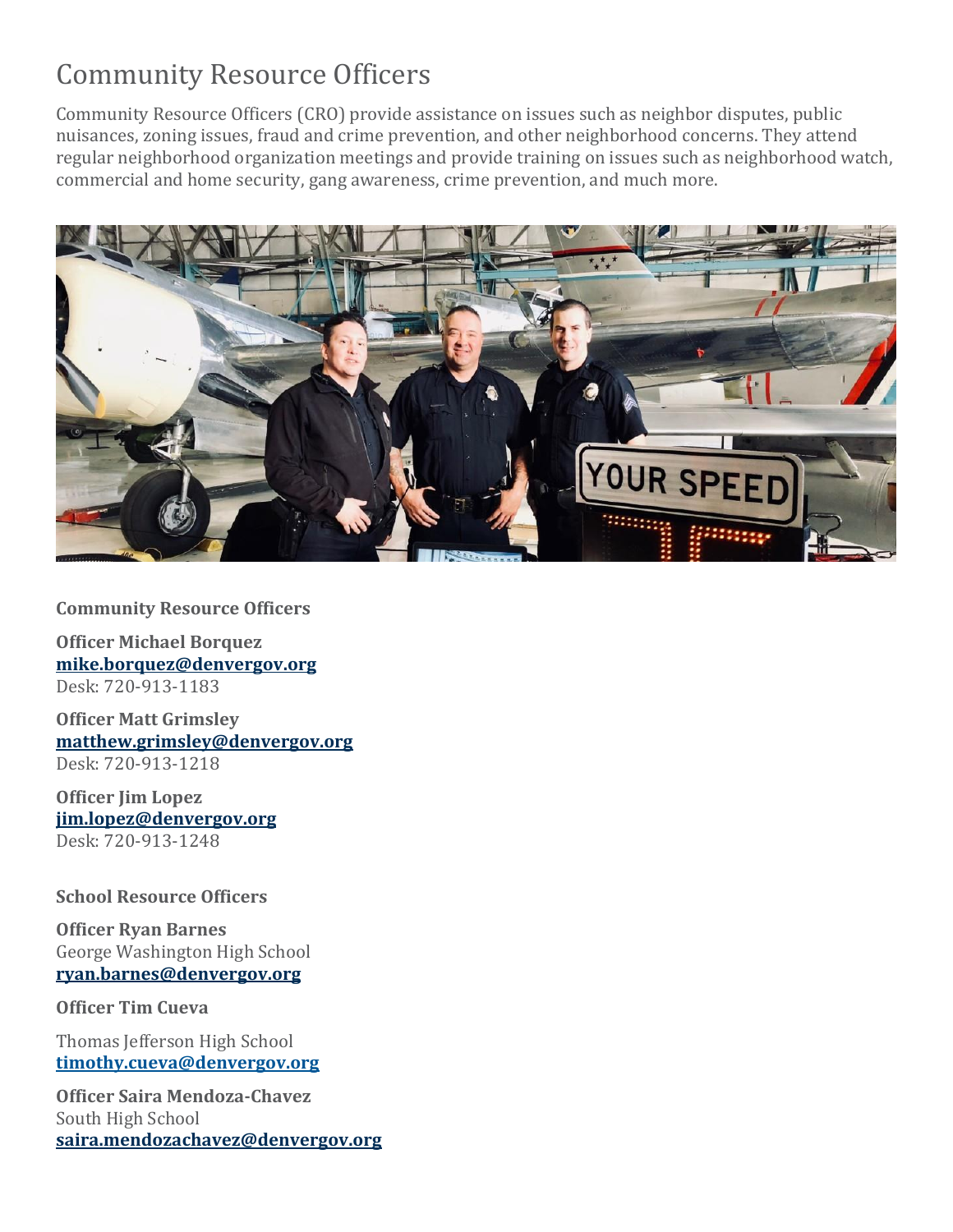# Community Resource Officers

Community Resource Officers (CRO) provide assistance on issues such as neighbor disputes, public nuisances, zoning issues, fraud and crime prevention, and other neighborhood concerns. They attend regular neighborhood organization meetings and provide training on issues such as neighborhood watch, commercial and home security, gang awareness, crime prevention, and much more.

**Community Resource Officers**

**Officer Michael Borquez**
**mike.borquez@denvergov.org**
Desk: 720-913-1183

**Officer Matt Grimsley**
**matthew.grimsley@denvergov.org**
Desk: 720-913-1218

**Officer Jim Lopez**
**jim.lopez@denvergov.org**
Desk: 720-913-1248

**School Resource Officers**

**Officer Ryan Barnes**
George Washington High School
**ryan.barnes@denvergov.org**

**Officer Tim Cueva**

Thomas Jefferson High School
**timothy.cueva@denvergov.org**

**Officer Saira Mendoza-Chavez**
South High School
**saira.mendozachavez@denvergov.org**